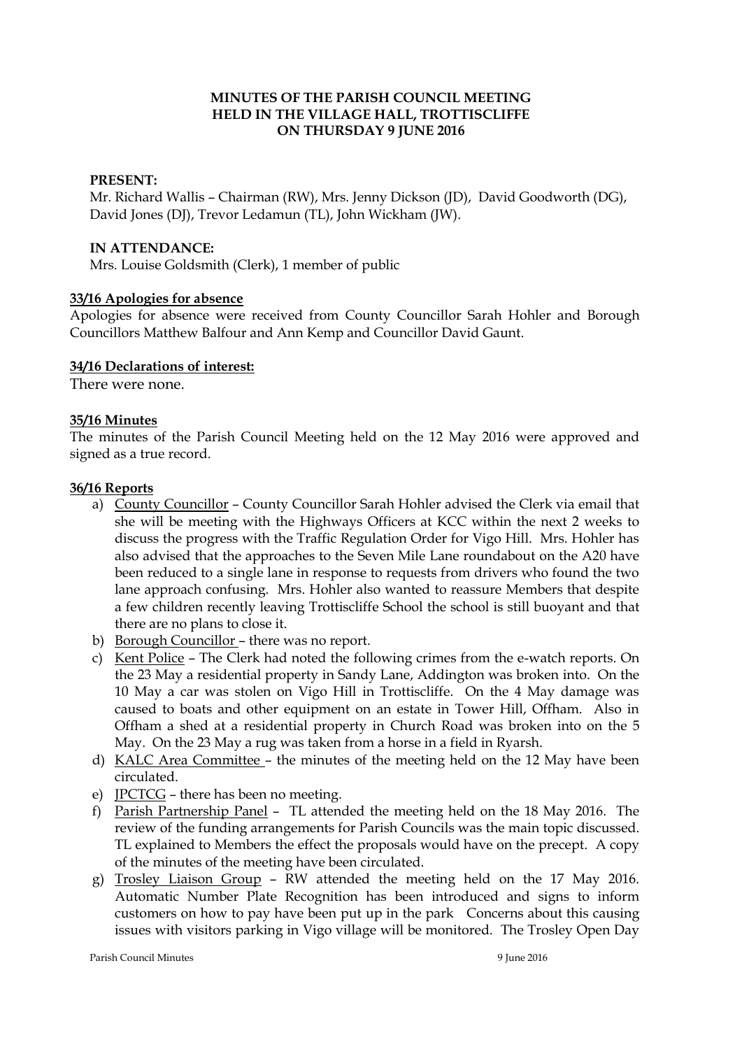**MINUTES OF THE PARISH COUNCIL MEETING**
**HELD IN THE VILLAGE HALL, TROTTISCLIFFE**
**ON THURSDAY 9 JUNE 2016**

**PRESENT:**
Mr. Richard Wallis – Chairman (RW), Mrs. Jenny Dickson (JD), David Goodworth (DG), David Jones (DJ), Trevor Ledamun (TL), John Wickham (JW).

**IN ATTENDANCE:**
Mrs. Louise Goldsmith (Clerk), 1 member of public

**33/16 Apologies for absence**

Apologies for absence were received from County Councillor Sarah Hohler and Borough Councillors Matthew Balfour and Ann Kemp and Councillor David Gaunt.

**34/16 Declarations of interest:**

There were none.

**35/16 Minutes**

The minutes of the Parish Council Meeting held on the 12 May 2016 were approved and signed as a true record.

**36/16 Reports**

a) County Councillor – County Councillor Sarah Hohler advised the Clerk via email that she will be meeting with the Highways Officers at KCC within the next 2 weeks to discuss the progress with the Traffic Regulation Order for Vigo Hill. Mrs. Hohler has also advised that the approaches to the Seven Mile Lane roundabout on the A20 have been reduced to a single lane in response to requests from drivers who found the two lane approach confusing. Mrs. Hohler also wanted to reassure Members that despite a few children recently leaving Trottiscliffe School the school is still buoyant and that there are no plans to close it.
b) Borough Councillor – there was no report.
c) Kent Police – The Clerk had noted the following crimes from the e-watch reports. On the 23 May a residential property in Sandy Lane, Addington was broken into. On the 10 May a car was stolen on Vigo Hill in Trottiscliffe. On the 4 May damage was caused to boats and other equipment on an estate in Tower Hill, Offham. Also in Offham a shed at a residential property in Church Road was broken into on the 5 May. On the 23 May a rug was taken from a horse in a field in Ryarsh.
d) KALC Area Committee – the minutes of the meeting held on the 12 May have been circulated.
e) JPCTCG – there has been no meeting.
f) Parish Partnership Panel – TL attended the meeting held on the 18 May 2016. The review of the funding arrangements for Parish Councils was the main topic discussed. TL explained to Members the effect the proposals would have on the precept. A copy of the minutes of the meeting have been circulated.
g) Trosley Liaison Group – RW attended the meeting held on the 17 May 2016. Automatic Number Plate Recognition has been introduced and signs to inform customers on how to pay have been put up in the park Concerns about this causing issues with visitors parking in Vigo village will be monitored. The Trosley Open Day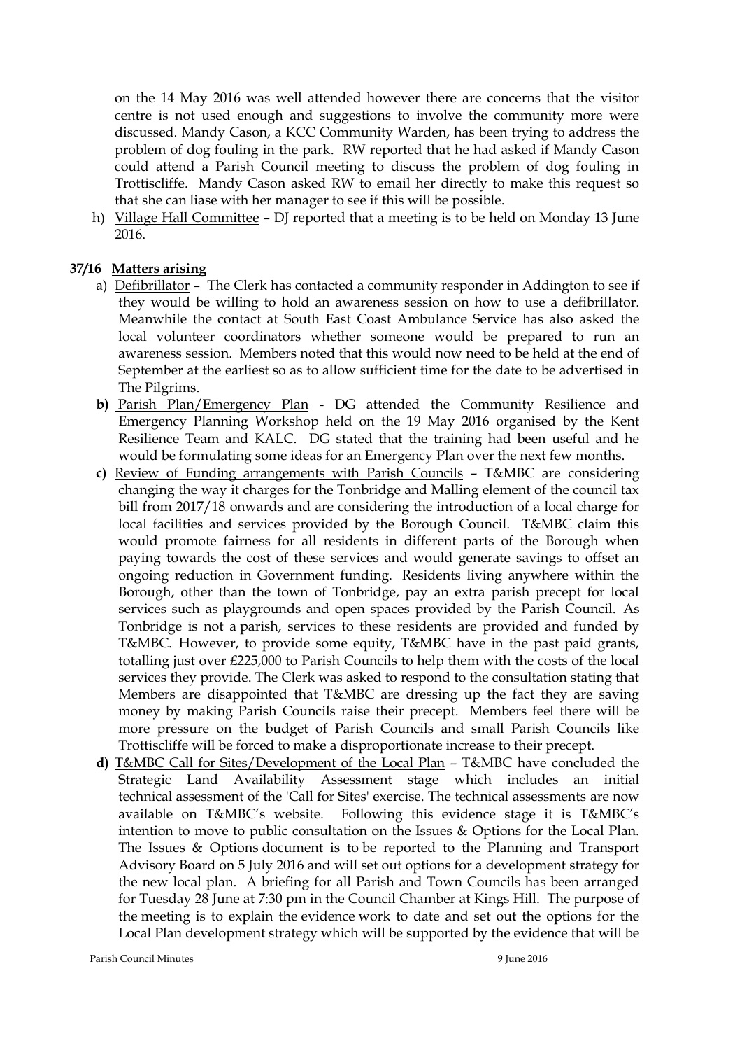on the 14 May 2016 was well attended however there are concerns that the visitor centre is not used enough and suggestions to involve the community more were discussed. Mandy Cason, a KCC Community Warden, has been trying to address the problem of dog fouling in the park. RW reported that he had asked if Mandy Cason could attend a Parish Council meeting to discuss the problem of dog fouling in Trottiscliffe. Mandy Cason asked RW to email her directly to make this request so that she can liase with her manager to see if this will be possible.

h) Village Hall Committee – DJ reported that a meeting is to be held on Monday 13 June 2016.

**37/16 Matters arising**

a) Defibrillator – The Clerk has contacted a community responder in Addington to see if they would be willing to hold an awareness session on how to use a defibrillator. Meanwhile the contact at South East Coast Ambulance Service has also asked the local volunteer coordinators whether someone would be prepared to run an awareness session. Members noted that this would now need to be held at the end of September at the earliest so as to allow sufficient time for the date to be advertised in The Pilgrims.

**b)** Parish Plan/Emergency Plan - DG attended the Community Resilience and Emergency Planning Workshop held on the 19 May 2016 organised by the Kent Resilience Team and KALC. DG stated that the training had been useful and he would be formulating some ideas for an Emergency Plan over the next few months.

**c)** Review of Funding arrangements with Parish Councils – T&MBC are considering changing the way it charges for the Tonbridge and Malling element of the council tax bill from 2017/18 onwards and are considering the introduction of a local charge for local facilities and services provided by the Borough Council. T&MBC claim this would promote fairness for all residents in different parts of the Borough when paying towards the cost of these services and would generate savings to offset an ongoing reduction in Government funding. Residents living anywhere within the Borough, other than the town of Tonbridge, pay an extra parish precept for local services such as playgrounds and open spaces provided by the Parish Council. As Tonbridge is not a parish, services to these residents are provided and funded by T&MBC. However, to provide some equity, T&MBC have in the past paid grants, totalling just over £225,000 to Parish Councils to help them with the costs of the local services they provide. The Clerk was asked to respond to the consultation stating that Members are disappointed that T&MBC are dressing up the fact they are saving money by making Parish Councils raise their precept. Members feel there will be more pressure on the budget of Parish Councils and small Parish Councils like Trottiscliffe will be forced to make a disproportionate increase to their precept.

**d)** T&MBC Call for Sites/Development of the Local Plan – T&MBC have concluded the Strategic Land Availability Assessment stage which includes an initial technical assessment of the 'Call for Sites' exercise. The technical assessments are now available on T&MBC's website. Following this evidence stage it is T&MBC's intention to move to public consultation on the Issues & Options for the Local Plan. The Issues & Options document is to be reported to the Planning and Transport Advisory Board on 5 July 2016 and will set out options for a development strategy for the new local plan. A briefing for all Parish and Town Councils has been arranged for Tuesday 28 June at 7:30 pm in the Council Chamber at Kings Hill. The purpose of the meeting is to explain the evidence work to date and set out the options for the Local Plan development strategy which will be supported by the evidence that will be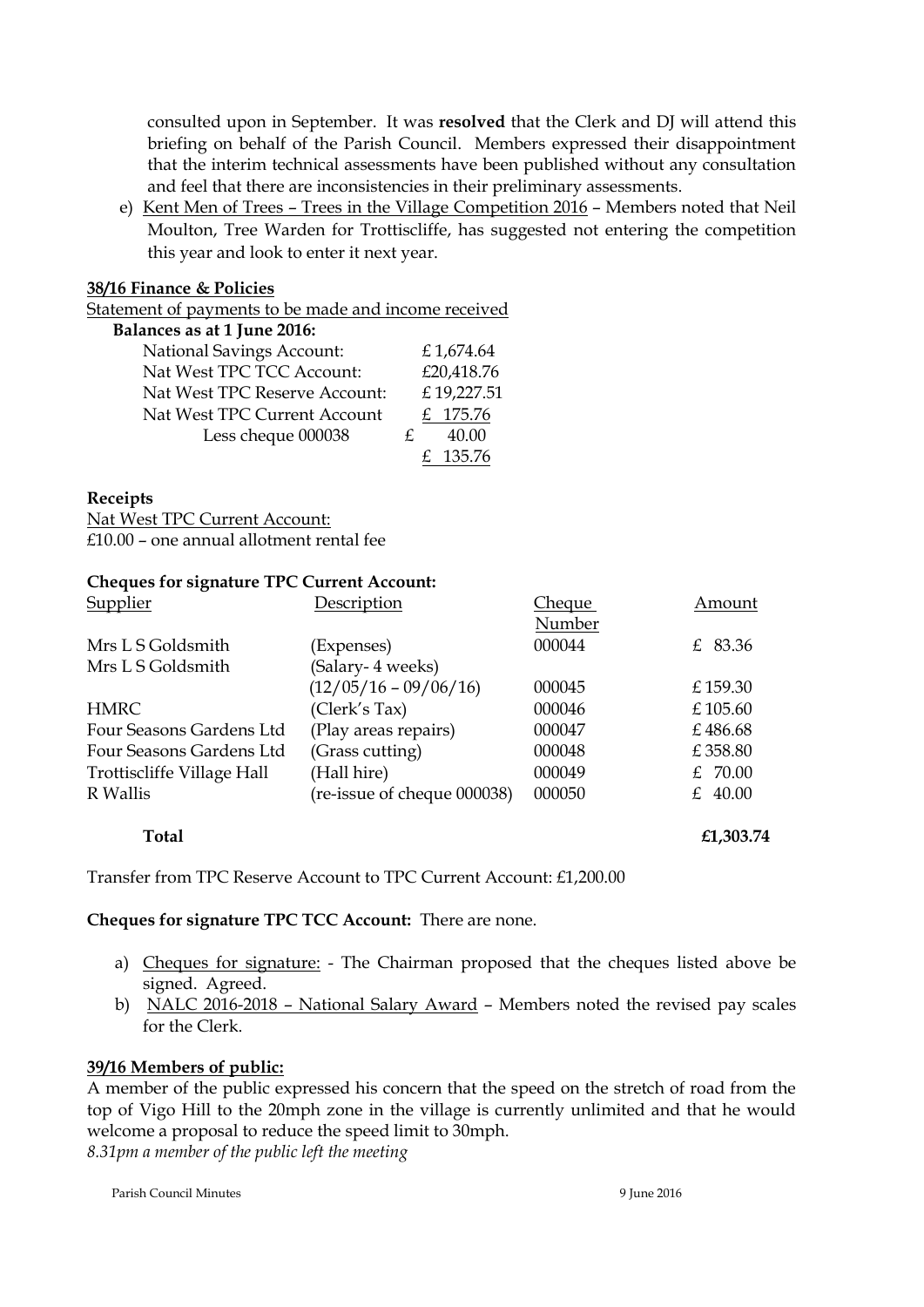consulted upon in September. It was **resolved** that the Clerk and DJ will attend this briefing on behalf of the Parish Council. Members expressed their disappointment that the interim technical assessments have been published without any consultation and feel that there are inconsistencies in their preliminary assessments.

e) Kent Men of Trees – Trees in the Village Competition 2016 – Members noted that Neil Moulton, Tree Warden for Trottiscliffe, has suggested not entering the competition this year and look to enter it next year.

**38/16 Finance & Policies**

Statement of payments to be made and income received

**Balances as at 1 June 2016:**

| | | |
|---|---|---|
| National Savings Account: | | £ 1,674.64 |
| Nat West TPC TCC Account: | | £20,418.76 |
| Nat West TPC Reserve Account: | | £ 19,227.51 |
| Nat West TPC Current Account | | £ 175.76 |
| Less cheque 000038 | £ | 40.00 |
| | | £ 135.76 |

**Receipts**

Nat West TPC Current Account:

£10.00 – one annual allotment rental fee

**Cheques for signature TPC Current Account:**

| Supplier | Description | Cheque Number | Amount |
|---|---|---|---|
| Mrs L S Goldsmith | (Expenses) | 000044 | £ 83.36 |
| Mrs L S Goldsmith | (Salary- 4 weeks) (12/05/16 – 09/06/16) | 000045 | £ 159.30 |
| HMRC | (Clerk's Tax) | 000046 | £ 105.60 |
| Four Seasons Gardens Ltd | (Play areas repairs) | 000047 | £ 486.68 |
| Four Seasons Gardens Ltd | (Grass cutting) | 000048 | £ 358.80 |
| Trottiscliffe Village Hall | (Hall hire) | 000049 | £ 70.00 |
| R Wallis | (re-issue of cheque 000038) | 000050 | £ 40.00 |
| **Total** | | | **£1,303.74** |

Transfer from TPC Reserve Account to TPC Current Account: £1,200.00

**Cheques for signature TPC TCC Account:** There are none.

a) Cheques for signature: - The Chairman proposed that the cheques listed above be signed. Agreed.
b) NALC 2016-2018 – National Salary Award – Members noted the revised pay scales for the Clerk.

**39/16 Members of public:**

A member of the public expressed his concern that the speed on the stretch of road from the top of Vigo Hill to the 20mph zone in the village is currently unlimited and that he would welcome a proposal to reduce the speed limit to 30mph.

*8.31pm a member of the public left the meeting*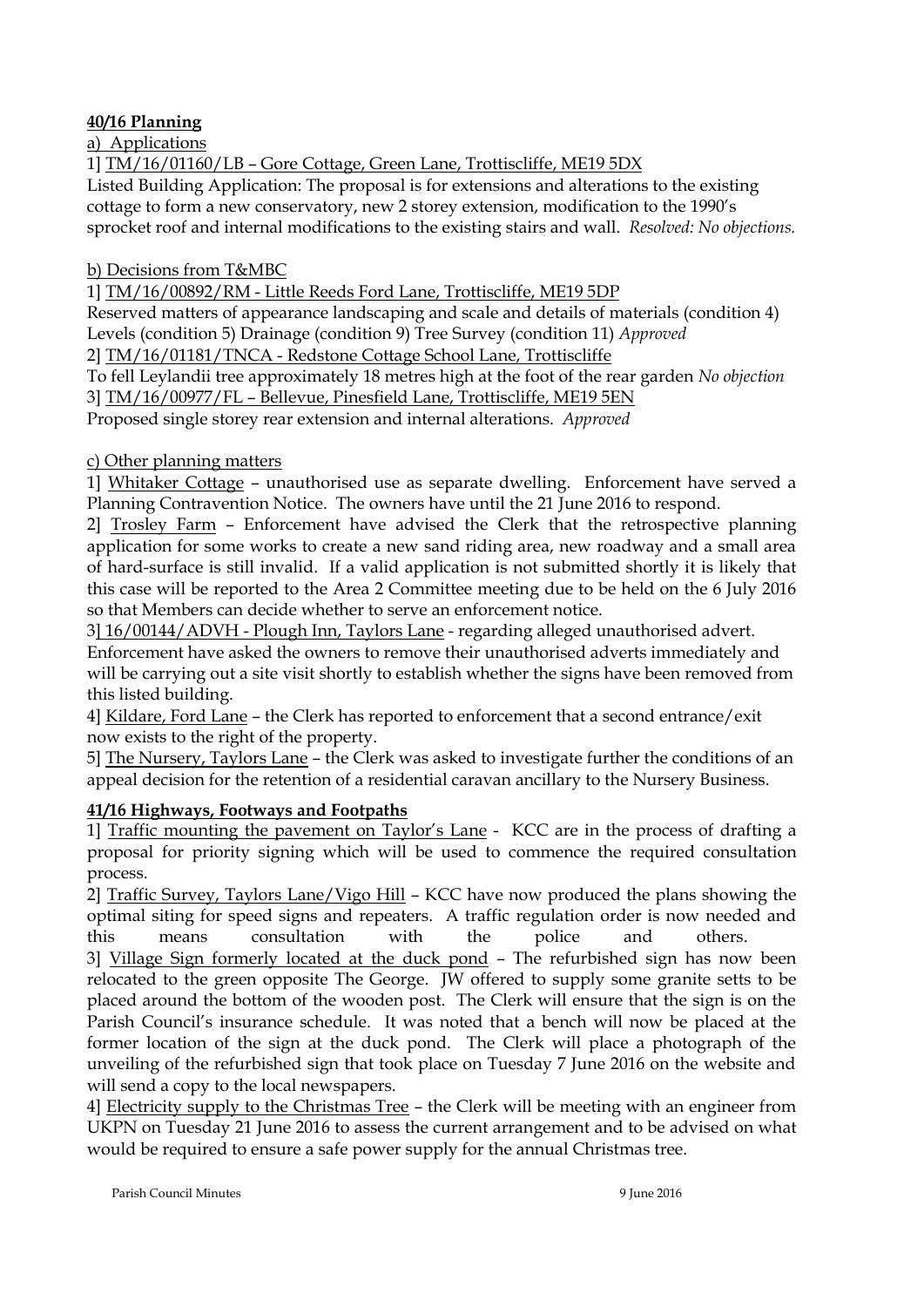**40/16 Planning**

a) Applications

1] TM/16/01160/LB – Gore Cottage, Green Lane, Trottiscliffe, ME19 5DX

Listed Building Application: The proposal is for extensions and alterations to the existing cottage to form a new conservatory, new 2 storey extension, modification to the 1990's sprocket roof and internal modifications to the existing stairs and wall. *Resolved: No objections.*

b) Decisions from T&MBC

1] TM/16/00892/RM - Little Reeds Ford Lane, Trottiscliffe, ME19 5DP

Reserved matters of appearance landscaping and scale and details of materials (condition 4) Levels (condition 5) Drainage (condition 9) Tree Survey (condition 11) *Approved*

2] TM/16/01181/TNCA - Redstone Cottage School Lane, Trottiscliffe

To fell Leylandii tree approximately 18 metres high at the foot of the rear garden *No objection*

3] TM/16/00977/FL – Bellevue, Pinesfield Lane, Trottiscliffe, ME19 5EN

Proposed single storey rear extension and internal alterations. *Approved*

c) Other planning matters

1] Whitaker Cottage – unauthorised use as separate dwelling. Enforcement have served a Planning Contravention Notice. The owners have until the 21 June 2016 to respond.

2] Trosley Farm – Enforcement have advised the Clerk that the retrospective planning application for some works to create a new sand riding area, new roadway and a small area of hard-surface is still invalid. If a valid application is not submitted shortly it is likely that this case will be reported to the Area 2 Committee meeting due to be held on the 6 July 2016 so that Members can decide whether to serve an enforcement notice.

3] 16/00144/ADVH - Plough Inn, Taylors Lane - regarding alleged unauthorised advert. Enforcement have asked the owners to remove their unauthorised adverts immediately and will be carrying out a site visit shortly to establish whether the signs have been removed from this listed building.

4] Kildare, Ford Lane – the Clerk has reported to enforcement that a second entrance/exit now exists to the right of the property.

5] The Nursery, Taylors Lane – the Clerk was asked to investigate further the conditions of an appeal decision for the retention of a residential caravan ancillary to the Nursery Business.

**41/16 Highways, Footways and Footpaths**

1] Traffic mounting the pavement on Taylor's Lane - KCC are in the process of drafting a proposal for priority signing which will be used to commence the required consultation process.

2] Traffic Survey, Taylors Lane/Vigo Hill – KCC have now produced the plans showing the optimal siting for speed signs and repeaters. A traffic regulation order is now needed and this means consultation with the police and others.

3] Village Sign formerly located at the duck pond – The refurbished sign has now been relocated to the green opposite The George. JW offered to supply some granite setts to be placed around the bottom of the wooden post. The Clerk will ensure that the sign is on the Parish Council's insurance schedule. It was noted that a bench will now be placed at the former location of the sign at the duck pond. The Clerk will place a photograph of the unveiling of the refurbished sign that took place on Tuesday 7 June 2016 on the website and will send a copy to the local newspapers.

4] Electricity supply to the Christmas Tree – the Clerk will be meeting with an engineer from UKPN on Tuesday 21 June 2016 to assess the current arrangement and to be advised on what would be required to ensure a safe power supply for the annual Christmas tree.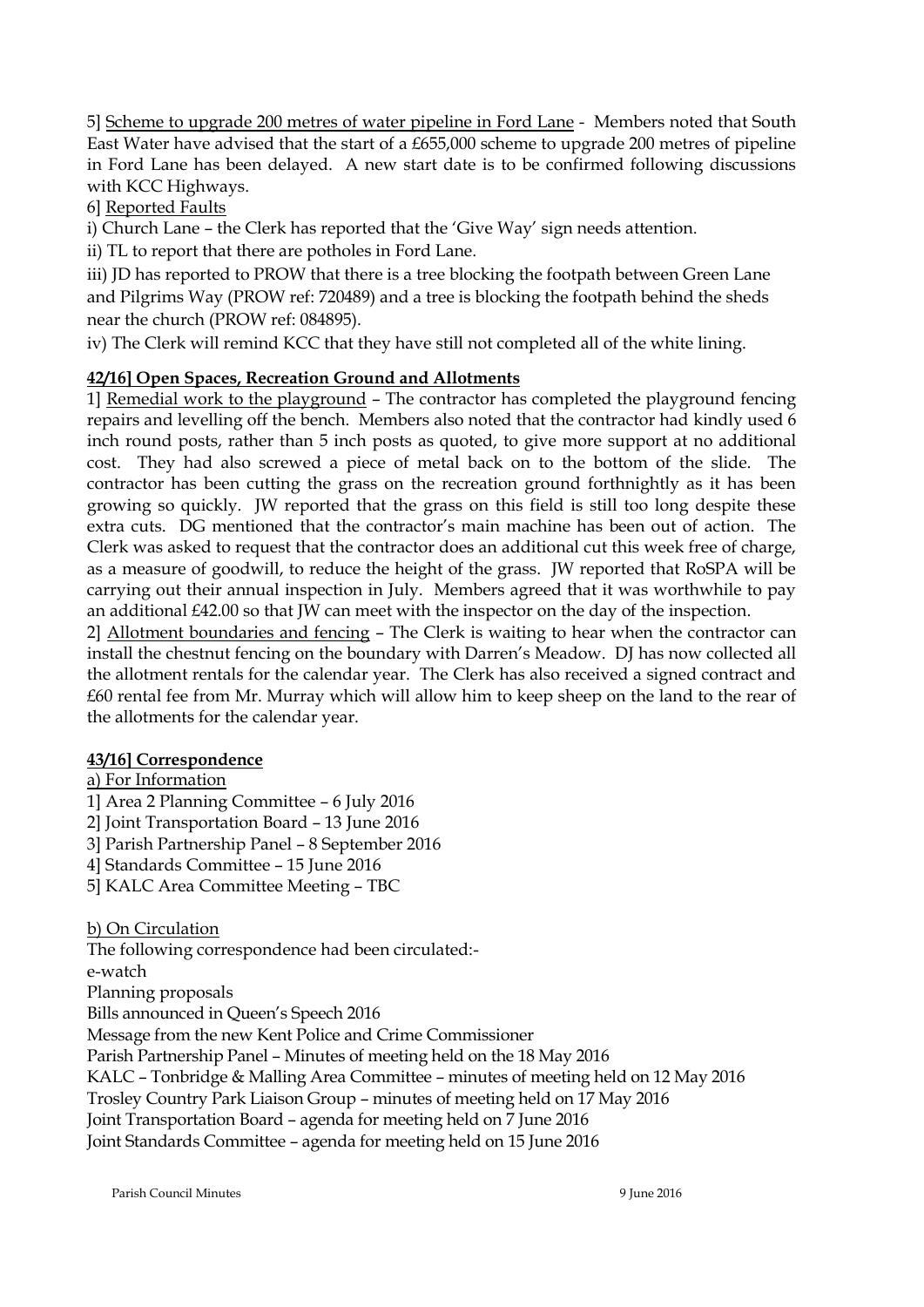5] Scheme to upgrade 200 metres of water pipeline in Ford Lane - Members noted that South East Water have advised that the start of a £655,000 scheme to upgrade 200 metres of pipeline in Ford Lane has been delayed. A new start date is to be confirmed following discussions with KCC Highways.

6] Reported Faults

i) Church Lane – the Clerk has reported that the 'Give Way' sign needs attention.

ii) TL to report that there are potholes in Ford Lane.

iii) JD has reported to PROW that there is a tree blocking the footpath between Green Lane and Pilgrims Way (PROW ref: 720489) and a tree is blocking the footpath behind the sheds near the church (PROW ref: 084895).

iv) The Clerk will remind KCC that they have still not completed all of the white lining.

**42/16] Open Spaces, Recreation Ground and Allotments**

1] Remedial work to the playground – The contractor has completed the playground fencing repairs and levelling off the bench. Members also noted that the contractor had kindly used 6 inch round posts, rather than 5 inch posts as quoted, to give more support at no additional cost. They had also screwed a piece of metal back on to the bottom of the slide. The contractor has been cutting the grass on the recreation ground forthnightly as it has been growing so quickly. JW reported that the grass on this field is still too long despite these extra cuts. DG mentioned that the contractor's main machine has been out of action. The Clerk was asked to request that the contractor does an additional cut this week free of charge, as a measure of goodwill, to reduce the height of the grass. JW reported that RoSPA will be carrying out their annual inspection in July. Members agreed that it was worthwhile to pay an additional £42.00 so that JW can meet with the inspector on the day of the inspection.

2] Allotment boundaries and fencing – The Clerk is waiting to hear when the contractor can install the chestnut fencing on the boundary with Darren's Meadow. DJ has now collected all the allotment rentals for the calendar year. The Clerk has also received a signed contract and £60 rental fee from Mr. Murray which will allow him to keep sheep on the land to the rear of the allotments for the calendar year.

**43/16] Correspondence**

a) For Information

1] Area 2 Planning Committee – 6 July 2016
2] Joint Transportation Board – 13 June 2016
3] Parish Partnership Panel – 8 September 2016
4] Standards Committee – 15 June 2016
5] KALC Area Committee Meeting – TBC

b) On Circulation

The following correspondence had been circulated:-
e-watch
Planning proposals
Bills announced in Queen's Speech 2016
Message from the new Kent Police and Crime Commissioner
Parish Partnership Panel – Minutes of meeting held on the 18 May 2016
KALC – Tonbridge & Malling Area Committee – minutes of meeting held on 12 May 2016
Trosley Country Park Liaison Group – minutes of meeting held on 17 May 2016
Joint Transportation Board – agenda for meeting held on 7 June 2016
Joint Standards Committee – agenda for meeting held on 15 June 2016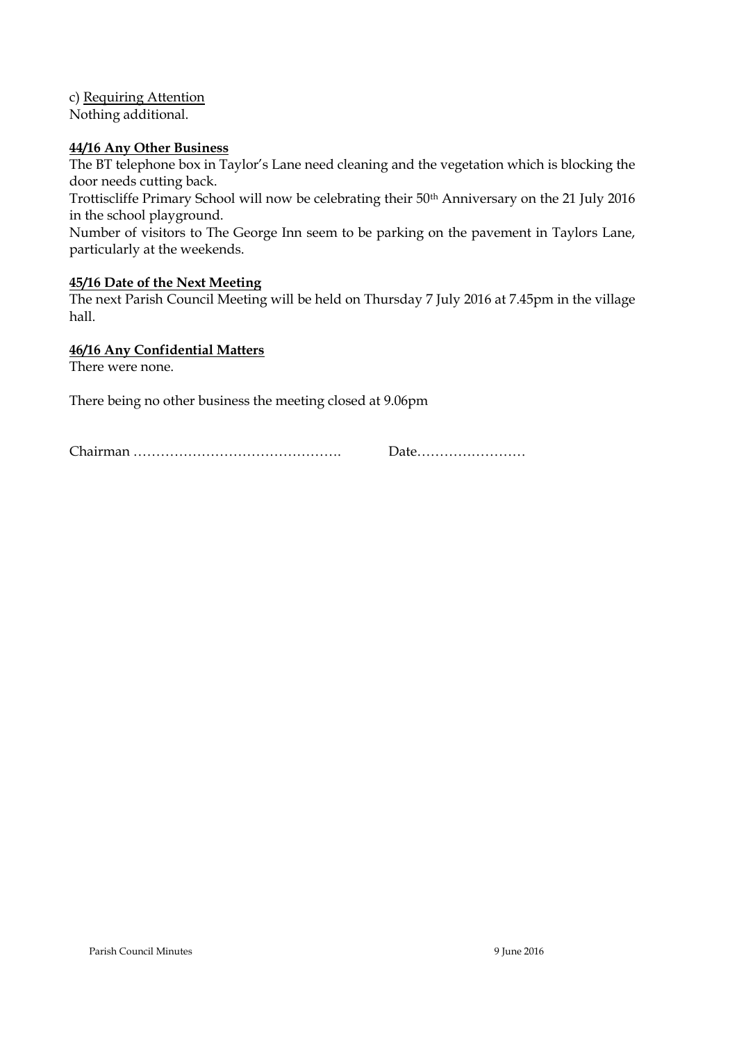c) Requiring Attention
Nothing additional.

**44/16 Any Other Business**

The BT telephone box in Taylor's Lane need cleaning and the vegetation which is blocking the door needs cutting back.

Trottiscliffe Primary School will now be celebrating their 50th Anniversary on the 21 July 2016 in the school playground.

Number of visitors to The George Inn seem to be parking on the pavement in Taylors Lane, particularly at the weekends.

**45/16 Date of the Next Meeting**

The next Parish Council Meeting will be held on Thursday 7 July 2016 at 7.45pm in the village hall.

**46/16 Any Confidential Matters**

There were none.

There being no other business the meeting closed at 9.06pm

Chairman ………………………………………. Date……………………